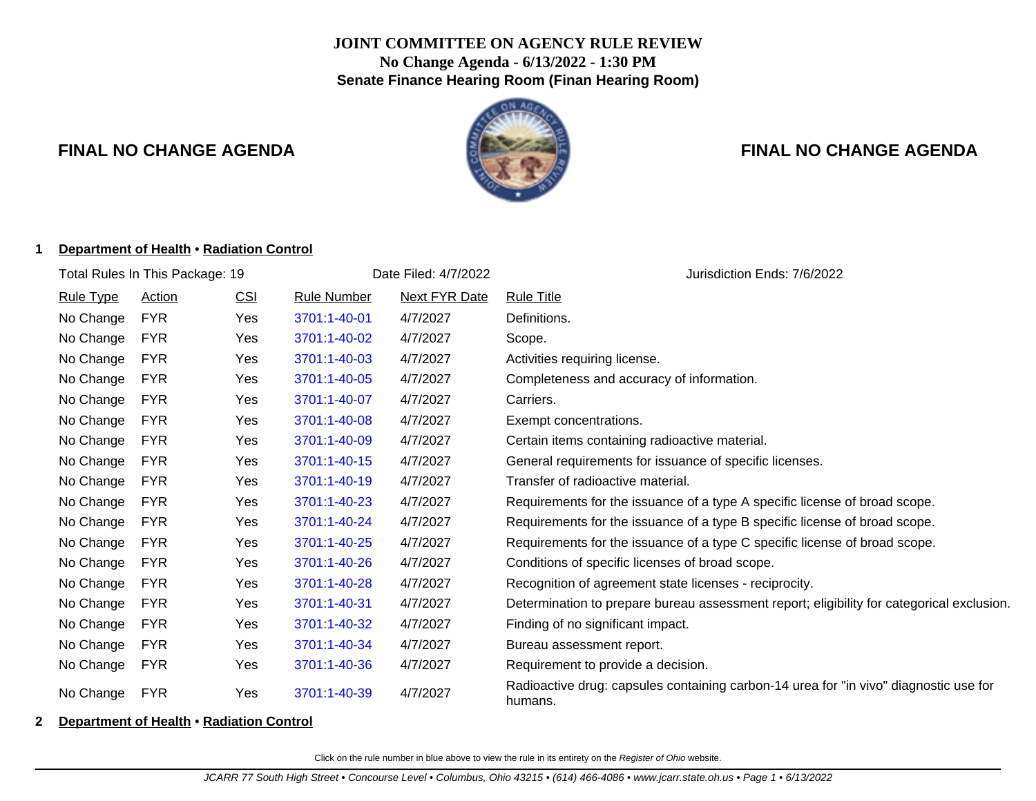# JOINT COMMITTEE ON AGENCY RULE REVIEW

**No Change Agenda - 6/13/2022 - 1:30 PM**

**Senate Finance Hearing Room (Finan Hearing Room)**

## FINAL NO CHANGE AGENDA

## FINAL NO CHANGE AGENDA

**1 Department of Health • Radiation Control**

Total Rules In This Package: 19 | Date Filed: 4/7/2022 | Jurisdiction Ends: 7/6/2022

| Rule Type | Action | CSI | Rule Number | Next FYR Date | Rule Title |
|---|---|---|---|---|---|
| No Change | FYR | Yes | 3701:1-40-01 | 4/7/2027 | Definitions. |
| No Change | FYR | Yes | 3701:1-40-02 | 4/7/2027 | Scope. |
| No Change | FYR | Yes | 3701:1-40-03 | 4/7/2027 | Activities requiring license. |
| No Change | FYR | Yes | 3701:1-40-05 | 4/7/2027 | Completeness and accuracy of information. |
| No Change | FYR | Yes | 3701:1-40-07 | 4/7/2027 | Carriers. |
| No Change | FYR | Yes | 3701:1-40-08 | 4/7/2027 | Exempt concentrations. |
| No Change | FYR | Yes | 3701:1-40-09 | 4/7/2027 | Certain items containing radioactive material. |
| No Change | FYR | Yes | 3701:1-40-15 | 4/7/2027 | General requirements for issuance of specific licenses. |
| No Change | FYR | Yes | 3701:1-40-19 | 4/7/2027 | Transfer of radioactive material. |
| No Change | FYR | Yes | 3701:1-40-23 | 4/7/2027 | Requirements for the issuance of a type A specific license of broad scope. |
| No Change | FYR | Yes | 3701:1-40-24 | 4/7/2027 | Requirements for the issuance of a type B specific license of broad scope. |
| No Change | FYR | Yes | 3701:1-40-25 | 4/7/2027 | Requirements for the issuance of a type C specific license of broad scope. |
| No Change | FYR | Yes | 3701:1-40-26 | 4/7/2027 | Conditions of specific licenses of broad scope. |
| No Change | FYR | Yes | 3701:1-40-28 | 4/7/2027 | Recognition of agreement state licenses - reciprocity. |
| No Change | FYR | Yes | 3701:1-40-31 | 4/7/2027 | Determination to prepare bureau assessment report; eligibility for categorical exclusion. |
| No Change | FYR | Yes | 3701:1-40-32 | 4/7/2027 | Finding of no significant impact. |
| No Change | FYR | Yes | 3701:1-40-34 | 4/7/2027 | Bureau assessment report. |
| No Change | FYR | Yes | 3701:1-40-36 | 4/7/2027 | Requirement to provide a decision. |
| No Change | FYR | Yes | 3701:1-40-39 | 4/7/2027 | Radioactive drug: capsules containing carbon-14 urea for "in vivo" diagnostic use for humans. |

**2 Department of Health • Radiation Control**

Click on the rule number in blue above to view the rule in its entirety on the *Register of Ohio* website.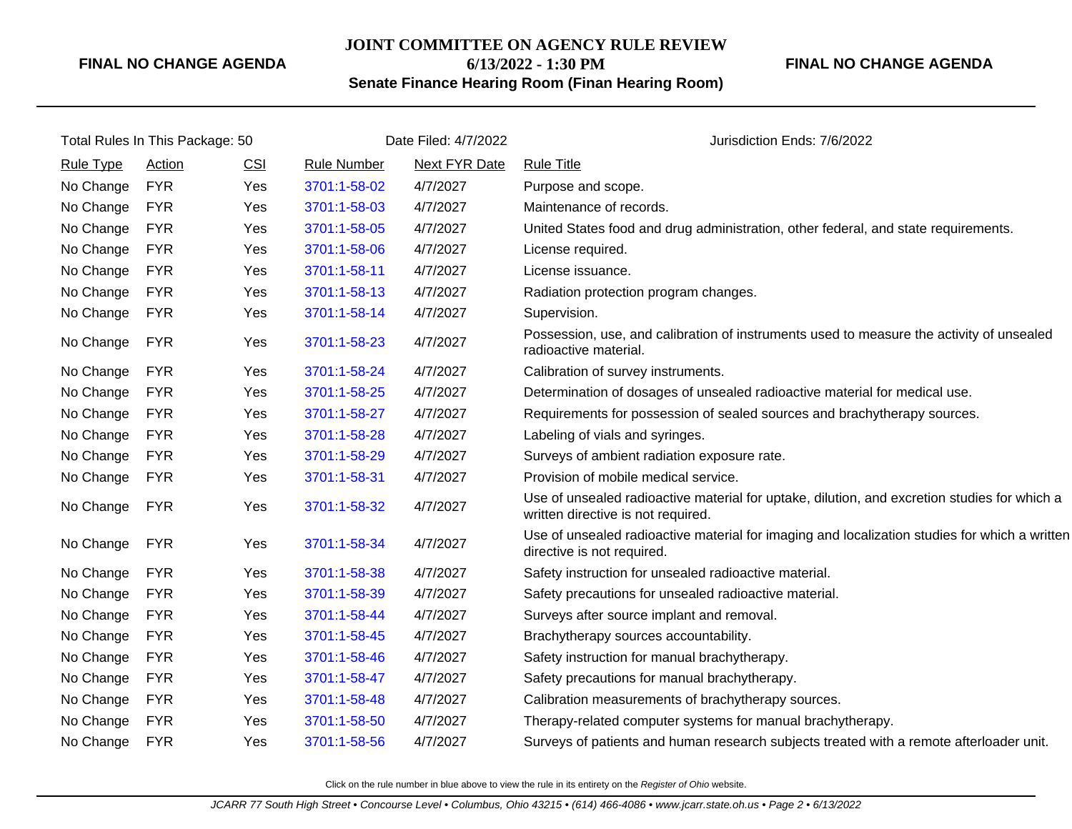**FINAL NO CHANGE AGENDA**

**JOINT COMMITTEE ON AGENCY RULE REVIEW**
**6/13/2022 - 1:30 PM**
**Senate Finance Hearing Room (Finan Hearing Room)**

**FINAL NO CHANGE AGENDA**

Total Rules In This Package: 50 | Date Filed: 4/7/2022 | Jurisdiction Ends: 7/6/2022

| Rule Type | Action | CSI | Rule Number | Next FYR Date | Rule Title |
|---|---|---|---|---|---|
| No Change | FYR | Yes | 3701:1-58-02 | 4/7/2027 | Purpose and scope. |
| No Change | FYR | Yes | 3701:1-58-03 | 4/7/2027 | Maintenance of records. |
| No Change | FYR | Yes | 3701:1-58-05 | 4/7/2027 | United States food and drug administration, other federal, and state requirements. |
| No Change | FYR | Yes | 3701:1-58-06 | 4/7/2027 | License required. |
| No Change | FYR | Yes | 3701:1-58-11 | 4/7/2027 | License issuance. |
| No Change | FYR | Yes | 3701:1-58-13 | 4/7/2027 | Radiation protection program changes. |
| No Change | FYR | Yes | 3701:1-58-14 | 4/7/2027 | Supervision. |
| No Change | FYR | Yes | 3701:1-58-23 | 4/7/2027 | Possession, use, and calibration of instruments used to measure the activity of unsealed radioactive material. |
| No Change | FYR | Yes | 3701:1-58-24 | 4/7/2027 | Calibration of survey instruments. |
| No Change | FYR | Yes | 3701:1-58-25 | 4/7/2027 | Determination of dosages of unsealed radioactive material for medical use. |
| No Change | FYR | Yes | 3701:1-58-27 | 4/7/2027 | Requirements for possession of sealed sources and brachytherapy sources. |
| No Change | FYR | Yes | 3701:1-58-28 | 4/7/2027 | Labeling of vials and syringes. |
| No Change | FYR | Yes | 3701:1-58-29 | 4/7/2027 | Surveys of ambient radiation exposure rate. |
| No Change | FYR | Yes | 3701:1-58-31 | 4/7/2027 | Provision of mobile medical service. |
| No Change | FYR | Yes | 3701:1-58-32 | 4/7/2027 | Use of unsealed radioactive material for uptake, dilution, and excretion studies for which a written directive is not required. |
| No Change | FYR | Yes | 3701:1-58-34 | 4/7/2027 | Use of unsealed radioactive material for imaging and localization studies for which a written directive is not required. |
| No Change | FYR | Yes | 3701:1-58-38 | 4/7/2027 | Safety instruction for unsealed radioactive material. |
| No Change | FYR | Yes | 3701:1-58-39 | 4/7/2027 | Safety precautions for unsealed radioactive material. |
| No Change | FYR | Yes | 3701:1-58-44 | 4/7/2027 | Surveys after source implant and removal. |
| No Change | FYR | Yes | 3701:1-58-45 | 4/7/2027 | Brachytherapy sources accountability. |
| No Change | FYR | Yes | 3701:1-58-46 | 4/7/2027 | Safety instruction for manual brachytherapy. |
| No Change | FYR | Yes | 3701:1-58-47 | 4/7/2027 | Safety precautions for manual brachytherapy. |
| No Change | FYR | Yes | 3701:1-58-48 | 4/7/2027 | Calibration measurements of brachytherapy sources. |
| No Change | FYR | Yes | 3701:1-58-50 | 4/7/2027 | Therapy-related computer systems for manual brachytherapy. |
| No Change | FYR | Yes | 3701:1-58-56 | 4/7/2027 | Surveys of patients and human research subjects treated with a remote afterloader unit. |

Click on the rule number in blue above to view the rule in its entirety on the *Register of Ohio* website.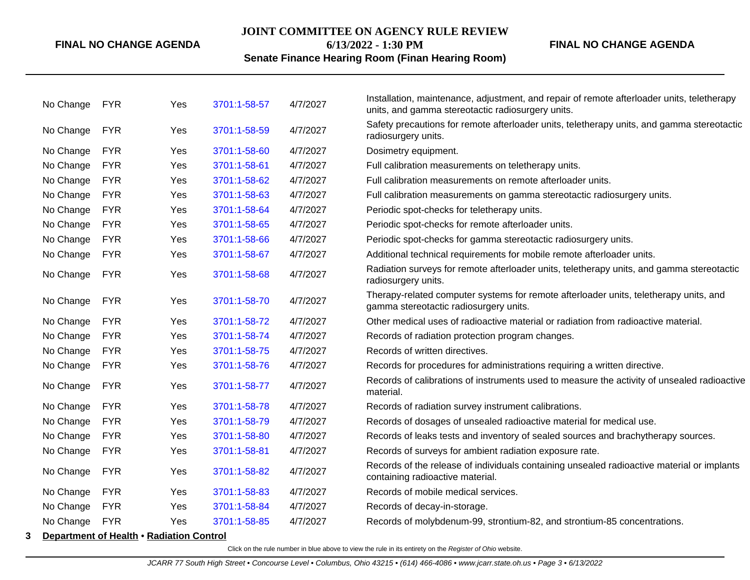| | | | | | |
|---|---|---|---|---|---|
| No Change | FYR | Yes | 3701:1-58-57 | 4/7/2027 | Installation, maintenance, adjustment, and repair of remote afterloader units, teletherapy units, and gamma stereotactic radiosurgery units. |
| No Change | FYR | Yes | 3701:1-58-59 | 4/7/2027 | Safety precautions for remote afterloader units, teletherapy units, and gamma stereotactic radiosurgery units. |
| No Change | FYR | Yes | 3701:1-58-60 | 4/7/2027 | Dosimetry equipment. |
| No Change | FYR | Yes | 3701:1-58-61 | 4/7/2027 | Full calibration measurements on teletherapy units. |
| No Change | FYR | Yes | 3701:1-58-62 | 4/7/2027 | Full calibration measurements on remote afterloader units. |
| No Change | FYR | Yes | 3701:1-58-63 | 4/7/2027 | Full calibration measurements on gamma stereotactic radiosurgery units. |
| No Change | FYR | Yes | 3701:1-58-64 | 4/7/2027 | Periodic spot-checks for teletherapy units. |
| No Change | FYR | Yes | 3701:1-58-65 | 4/7/2027 | Periodic spot-checks for remote afterloader units. |
| No Change | FYR | Yes | 3701:1-58-66 | 4/7/2027 | Periodic spot-checks for gamma stereotactic radiosurgery units. |
| No Change | FYR | Yes | 3701:1-58-67 | 4/7/2027 | Additional technical requirements for mobile remote afterloader units. |
| No Change | FYR | Yes | 3701:1-58-68 | 4/7/2027 | Radiation surveys for remote afterloader units, teletherapy units, and gamma stereotactic radiosurgery units. |
| No Change | FYR | Yes | 3701:1-58-70 | 4/7/2027 | Therapy-related computer systems for remote afterloader units, teletherapy units, and gamma stereotactic radiosurgery units. |
| No Change | FYR | Yes | 3701:1-58-72 | 4/7/2027 | Other medical uses of radioactive material or radiation from radioactive material. |
| No Change | FYR | Yes | 3701:1-58-74 | 4/7/2027 | Records of radiation protection program changes. |
| No Change | FYR | Yes | 3701:1-58-75 | 4/7/2027 | Records of written directives. |
| No Change | FYR | Yes | 3701:1-58-76 | 4/7/2027 | Records for procedures for administrations requiring a written directive. |
| No Change | FYR | Yes | 3701:1-58-77 | 4/7/2027 | Records of calibrations of instruments used to measure the activity of unsealed radioactive material. |
| No Change | FYR | Yes | 3701:1-58-78 | 4/7/2027 | Records of radiation survey instrument calibrations. |
| No Change | FYR | Yes | 3701:1-58-79 | 4/7/2027 | Records of dosages of unsealed radioactive material for medical use. |
| No Change | FYR | Yes | 3701:1-58-80 | 4/7/2027 | Records of leaks tests and inventory of sealed sources and brachytherapy sources. |
| No Change | FYR | Yes | 3701:1-58-81 | 4/7/2027 | Records of surveys for ambient radiation exposure rate. |
| No Change | FYR | Yes | 3701:1-58-82 | 4/7/2027 | Records of the release of individuals containing unsealed radioactive material or implants containing radioactive material. |
| No Change | FYR | Yes | 3701:1-58-83 | 4/7/2027 | Records of mobile medical services. |
| No Change | FYR | Yes | 3701:1-58-84 | 4/7/2027 | Records of decay-in-storage. |
| No Change | FYR | Yes | 3701:1-58-85 | 4/7/2027 | Records of molybdenum-99, strontium-82, and strontium-85 concentrations. |

**3 Department of Health • Radiation Control**

Click on the rule number in blue above to view the rule in its entirety on the *Register of Ohio* website.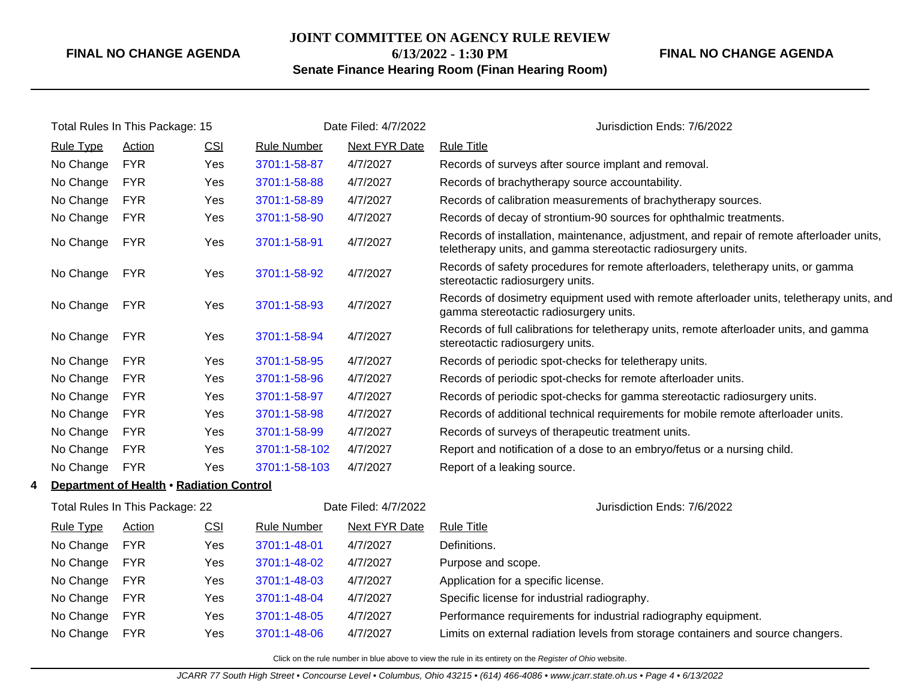Total Rules In This Package: 15 | Date Filed: 4/7/2022 | Jurisdiction Ends: 7/6/2022

| Rule Type | Action | CSI | Rule Number | Next FYR Date | Rule Title |
|---|---|---|---|---|---|
| No Change | FYR | Yes | 3701:1-58-87 | 4/7/2027 | Records of surveys after source implant and removal. |
| No Change | FYR | Yes | 3701:1-58-88 | 4/7/2027 | Records of brachytherapy source accountability. |
| No Change | FYR | Yes | 3701:1-58-89 | 4/7/2027 | Records of calibration measurements of brachytherapy sources. |
| No Change | FYR | Yes | 3701:1-58-90 | 4/7/2027 | Records of decay of strontium-90 sources for ophthalmic treatments. |
| No Change | FYR | Yes | 3701:1-58-91 | 4/7/2027 | Records of installation, maintenance, adjustment, and repair of remote afterloader units, teletherapy units, and gamma stereotactic radiosurgery units. |
| No Change | FYR | Yes | 3701:1-58-92 | 4/7/2027 | Records of safety procedures for remote afterloaders, teletherapy units, or gamma stereotactic radiosurgery units. |
| No Change | FYR | Yes | 3701:1-58-93 | 4/7/2027 | Records of dosimetry equipment used with remote afterloader units, teletherapy units, and gamma stereotactic radiosurgery units. |
| No Change | FYR | Yes | 3701:1-58-94 | 4/7/2027 | Records of full calibrations for teletherapy units, remote afterloader units, and gamma stereotactic radiosurgery units. |
| No Change | FYR | Yes | 3701:1-58-95 | 4/7/2027 | Records of periodic spot-checks for teletherapy units. |
| No Change | FYR | Yes | 3701:1-58-96 | 4/7/2027 | Records of periodic spot-checks for remote afterloader units. |
| No Change | FYR | Yes | 3701:1-58-97 | 4/7/2027 | Records of periodic spot-checks for gamma stereotactic radiosurgery units. |
| No Change | FYR | Yes | 3701:1-58-98 | 4/7/2027 | Records of additional technical requirements for mobile remote afterloader units. |
| No Change | FYR | Yes | 3701:1-58-99 | 4/7/2027 | Records of surveys of therapeutic treatment units. |
| No Change | FYR | Yes | 3701:1-58-102 | 4/7/2027 | Report and notification of a dose to an embryo/fetus or a nursing child. |
| No Change | FYR | Yes | 3701:1-58-103 | 4/7/2027 | Report of a leaking source. |

**4 Department of Health • Radiation Control**

Total Rules In This Package: 22 | Date Filed: 4/7/2022 | Jurisdiction Ends: 7/6/2022

| Rule Type | Action | CSI | Rule Number | Next FYR Date | Rule Title |
|---|---|---|---|---|---|
| No Change | FYR | Yes | 3701:1-48-01 | 4/7/2027 | Definitions. |
| No Change | FYR | Yes | 3701:1-48-02 | 4/7/2027 | Purpose and scope. |
| No Change | FYR | Yes | 3701:1-48-03 | 4/7/2027 | Application for a specific license. |
| No Change | FYR | Yes | 3701:1-48-04 | 4/7/2027 | Specific license for industrial radiography. |
| No Change | FYR | Yes | 3701:1-48-05 | 4/7/2027 | Performance requirements for industrial radiography equipment. |
| No Change | FYR | Yes | 3701:1-48-06 | 4/7/2027 | Limits on external radiation levels from storage containers and source changers. |

Click on the rule number in blue above to view the rule in its entirety on the *Register of Ohio* website.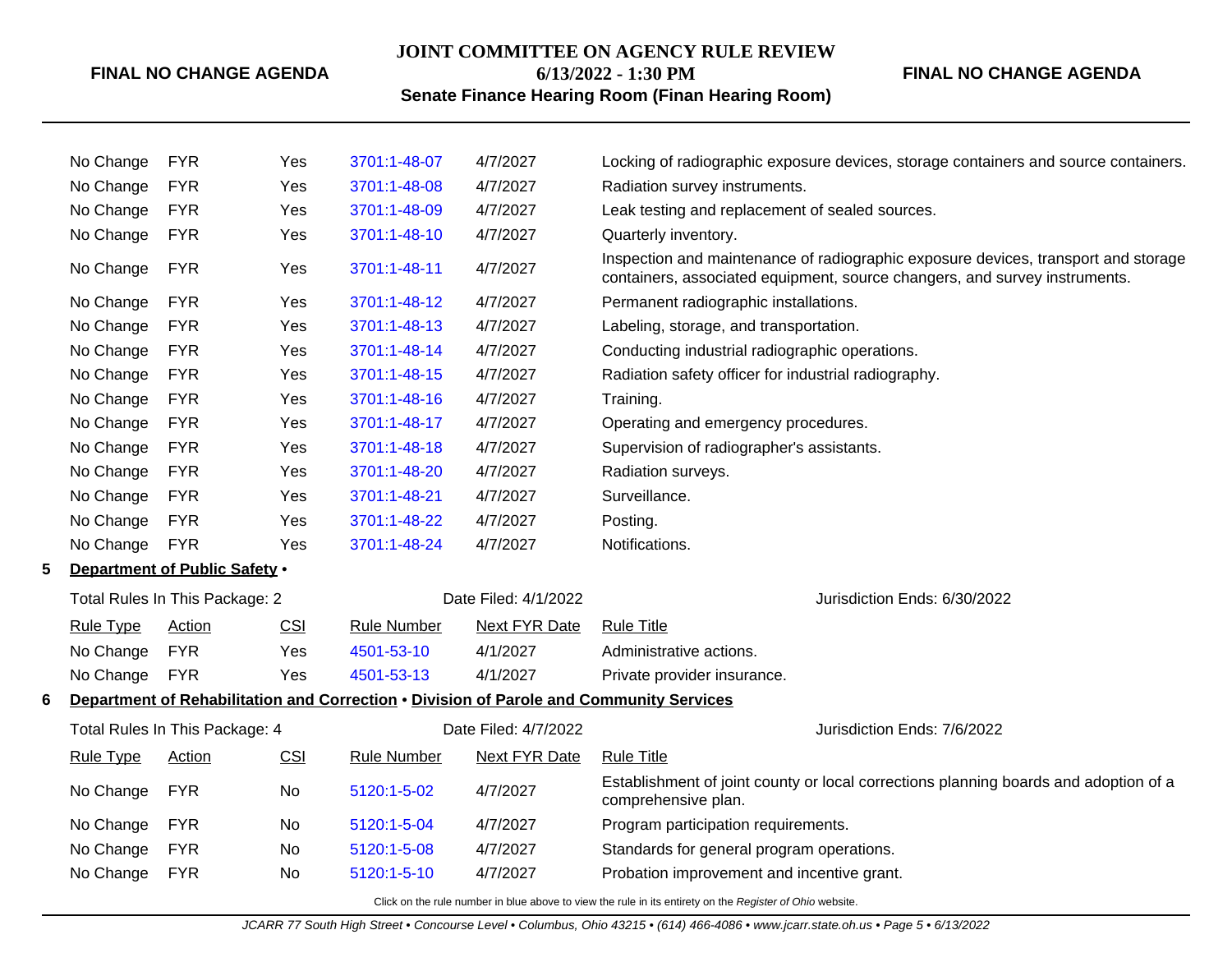| Rule Type | Action | CSI | Rule Number | Next FYR Date | Rule Title |
|---|---|---|---|---|---|
| No Change | FYR | Yes | 3701:1-48-07 | 4/7/2027 | Locking of radiographic exposure devices, storage containers and source containers. |
| No Change | FYR | Yes | 3701:1-48-08 | 4/7/2027 | Radiation survey instruments. |
| No Change | FYR | Yes | 3701:1-48-09 | 4/7/2027 | Leak testing and replacement of sealed sources. |
| No Change | FYR | Yes | 3701:1-48-10 | 4/7/2027 | Quarterly inventory. |
| No Change | FYR | Yes | 3701:1-48-11 | 4/7/2027 | Inspection and maintenance of radiographic exposure devices, transport and storage containers, associated equipment, source changers, and survey instruments. |
| No Change | FYR | Yes | 3701:1-48-12 | 4/7/2027 | Permanent radiographic installations. |
| No Change | FYR | Yes | 3701:1-48-13 | 4/7/2027 | Labeling, storage, and transportation. |
| No Change | FYR | Yes | 3701:1-48-14 | 4/7/2027 | Conducting industrial radiographic operations. |
| No Change | FYR | Yes | 3701:1-48-15 | 4/7/2027 | Radiation safety officer for industrial radiography. |
| No Change | FYR | Yes | 3701:1-48-16 | 4/7/2027 | Training. |
| No Change | FYR | Yes | 3701:1-48-17 | 4/7/2027 | Operating and emergency procedures. |
| No Change | FYR | Yes | 3701:1-48-18 | 4/7/2027 | Supervision of radiographer's assistants. |
| No Change | FYR | Yes | 3701:1-48-20 | 4/7/2027 | Radiation surveys. |
| No Change | FYR | Yes | 3701:1-48-21 | 4/7/2027 | Surveillance. |
| No Change | FYR | Yes | 3701:1-48-22 | 4/7/2027 | Posting. |
| No Change | FYR | Yes | 3701:1-48-24 | 4/7/2027 | Notifications. |

## 5 Department of Public Safety •

Total Rules In This Package: 2 | Date Filed: 4/1/2022 | Jurisdiction Ends: 6/30/2022

| Rule Type | Action | CSI | Rule Number | Next FYR Date | Rule Title |
|---|---|---|---|---|---|
| No Change | FYR | Yes | 4501-53-10 | 4/1/2027 | Administrative actions. |
| No Change | FYR | Yes | 4501-53-13 | 4/1/2027 | Private provider insurance. |

## 6 Department of Rehabilitation and Correction • Division of Parole and Community Services

Total Rules In This Package: 4 | Date Filed: 4/7/2022 | Jurisdiction Ends: 7/6/2022

| Rule Type | Action | CSI | Rule Number | Next FYR Date | Rule Title |
|---|---|---|---|---|---|
| No Change | FYR | No | 5120:1-5-02 | 4/7/2027 | Establishment of joint county or local corrections planning boards and adoption of a comprehensive plan. |
| No Change | FYR | No | 5120:1-5-04 | 4/7/2027 | Program participation requirements. |
| No Change | FYR | No | 5120:1-5-08 | 4/7/2027 | Standards for general program operations. |
| No Change | FYR | No | 5120:1-5-10 | 4/7/2027 | Probation improvement and incentive grant. |

Click on the rule number in blue above to view the rule in its entirety on the *Register of Ohio* website.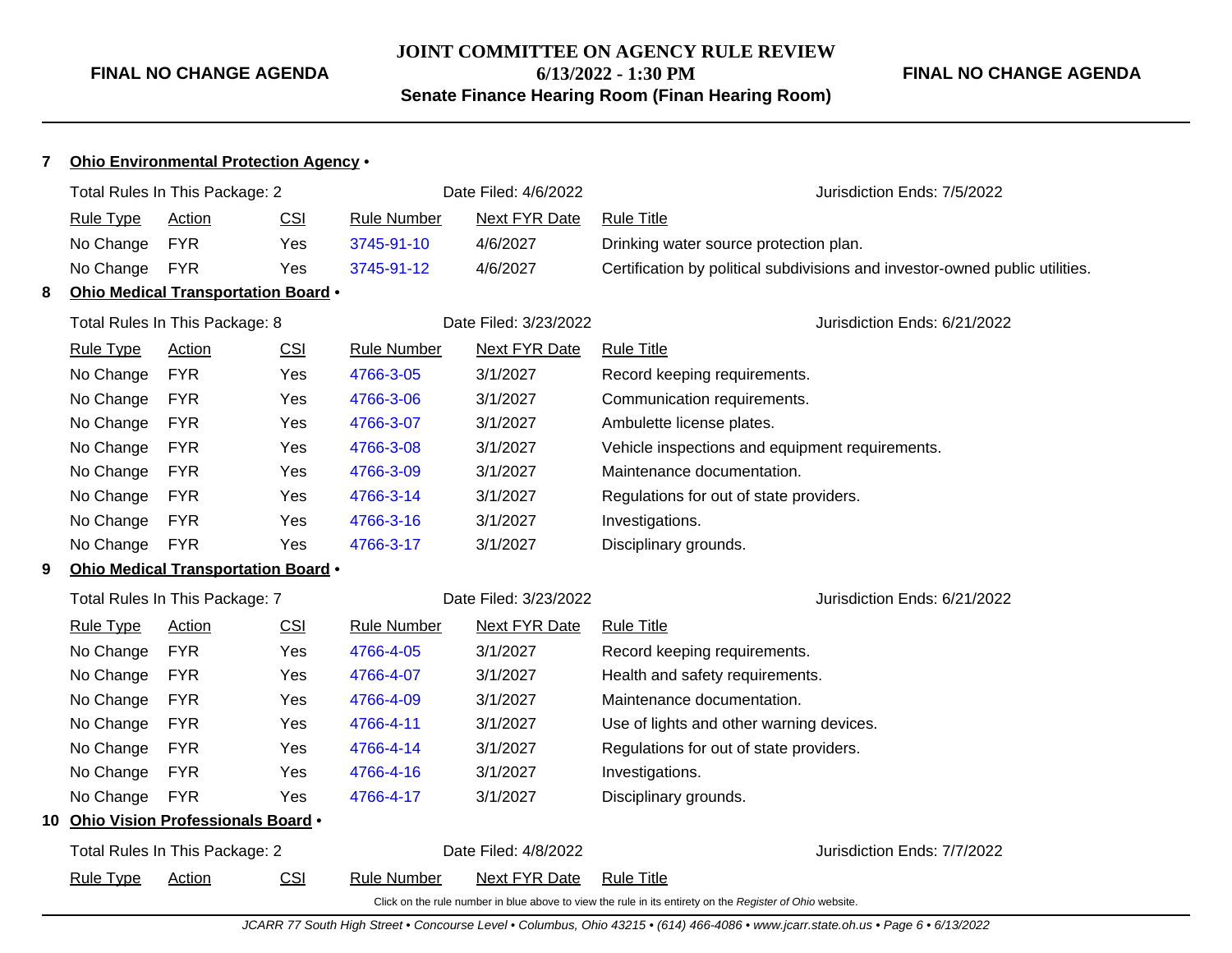**FINAL NO CHANGE AGENDA** | **JOINT COMMITTEE ON AGENCY RULE REVIEW** | **FINAL NO CHANGE AGENDA**

**6/13/2022 - 1:30 PM**

**Senate Finance Hearing Room (Finan Hearing Room)**

---

## 7 Ohio Environmental Protection Agency •

Total Rules In This Package: 2 | Date Filed: 4/6/2022 | Jurisdiction Ends: 7/5/2022

| Rule Type | Action | CSI | Rule Number | Next FYR Date | Rule Title |
|---|---|---|---|---|---|
| No Change | FYR | Yes | 3745-91-10 | 4/6/2027 | Drinking water source protection plan. |
| No Change | FYR | Yes | 3745-91-12 | 4/6/2027 | Certification by political subdivisions and investor-owned public utilities. |

## 8 Ohio Medical Transportation Board •

Total Rules In This Package: 8 | Date Filed: 3/23/2022 | Jurisdiction Ends: 6/21/2022

| Rule Type | Action | CSI | Rule Number | Next FYR Date | Rule Title |
|---|---|---|---|---|---|
| No Change | FYR | Yes | 4766-3-05 | 3/1/2027 | Record keeping requirements. |
| No Change | FYR | Yes | 4766-3-06 | 3/1/2027 | Communication requirements. |
| No Change | FYR | Yes | 4766-3-07 | 3/1/2027 | Ambulette license plates. |
| No Change | FYR | Yes | 4766-3-08 | 3/1/2027 | Vehicle inspections and equipment requirements. |
| No Change | FYR | Yes | 4766-3-09 | 3/1/2027 | Maintenance documentation. |
| No Change | FYR | Yes | 4766-3-14 | 3/1/2027 | Regulations for out of state providers. |
| No Change | FYR | Yes | 4766-3-16 | 3/1/2027 | Investigations. |
| No Change | FYR | Yes | 4766-3-17 | 3/1/2027 | Disciplinary grounds. |

## 9 Ohio Medical Transportation Board •

Total Rules In This Package: 7 | Date Filed: 3/23/2022 | Jurisdiction Ends: 6/21/2022

| Rule Type | Action | CSI | Rule Number | Next FYR Date | Rule Title |
|---|---|---|---|---|---|
| No Change | FYR | Yes | 4766-4-05 | 3/1/2027 | Record keeping requirements. |
| No Change | FYR | Yes | 4766-4-07 | 3/1/2027 | Health and safety requirements. |
| No Change | FYR | Yes | 4766-4-09 | 3/1/2027 | Maintenance documentation. |
| No Change | FYR | Yes | 4766-4-11 | 3/1/2027 | Use of lights and other warning devices. |
| No Change | FYR | Yes | 4766-4-14 | 3/1/2027 | Regulations for out of state providers. |
| No Change | FYR | Yes | 4766-4-16 | 3/1/2027 | Investigations. |
| No Change | FYR | Yes | 4766-4-17 | 3/1/2027 | Disciplinary grounds. |

## 10 Ohio Vision Professionals Board •

Total Rules In This Package: 2 | Date Filed: 4/8/2022 | Jurisdiction Ends: 7/7/2022

| Rule Type | Action | CSI | Rule Number | Next FYR Date | Rule Title |
|---|---|---|---|---|---|

Click on the rule number in blue above to view the rule in its entirety on the *Register of Ohio* website.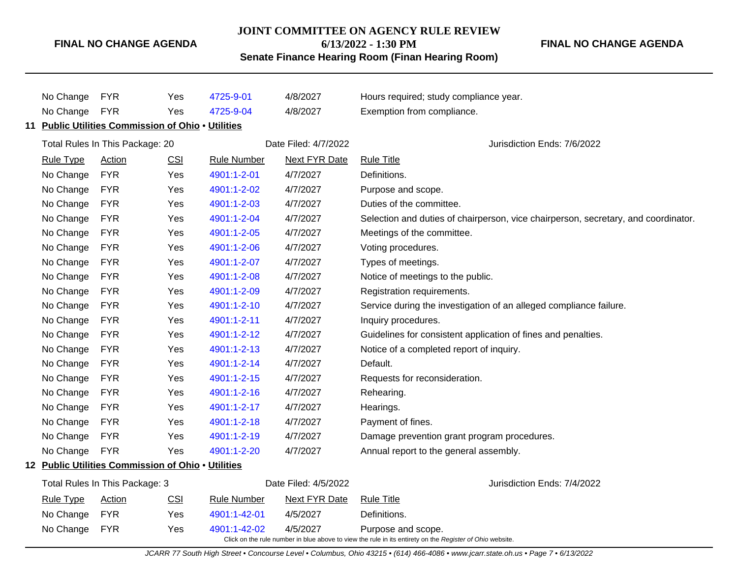| Rule Type | Action | CSI | Rule Number | Next FYR Date | Rule Title |
|---|---|---|---|---|---|
| No Change | FYR | Yes | 4725-9-01 | 4/8/2027 | Hours required; study compliance year. |
| No Change | FYR | Yes | 4725-9-04 | 4/8/2027 | Exemption from compliance. |

## 11 Public Utilities Commission of Ohio • Utilities

Total Rules In This Package: 20 | Date Filed: 4/7/2022 | Jurisdiction Ends: 7/6/2022

| Rule Type | Action | CSI | Rule Number | Next FYR Date | Rule Title |
|---|---|---|---|---|---|
| No Change | FYR | Yes | 4901:1-2-01 | 4/7/2027 | Definitions. |
| No Change | FYR | Yes | 4901:1-2-02 | 4/7/2027 | Purpose and scope. |
| No Change | FYR | Yes | 4901:1-2-03 | 4/7/2027 | Duties of the committee. |
| No Change | FYR | Yes | 4901:1-2-04 | 4/7/2027 | Selection and duties of chairperson, vice chairperson, secretary, and coordinator. |
| No Change | FYR | Yes | 4901:1-2-05 | 4/7/2027 | Meetings of the committee. |
| No Change | FYR | Yes | 4901:1-2-06 | 4/7/2027 | Voting procedures. |
| No Change | FYR | Yes | 4901:1-2-07 | 4/7/2027 | Types of meetings. |
| No Change | FYR | Yes | 4901:1-2-08 | 4/7/2027 | Notice of meetings to the public. |
| No Change | FYR | Yes | 4901:1-2-09 | 4/7/2027 | Registration requirements. |
| No Change | FYR | Yes | 4901:1-2-10 | 4/7/2027 | Service during the investigation of an alleged compliance failure. |
| No Change | FYR | Yes | 4901:1-2-11 | 4/7/2027 | Inquiry procedures. |
| No Change | FYR | Yes | 4901:1-2-12 | 4/7/2027 | Guidelines for consistent application of fines and penalties. |
| No Change | FYR | Yes | 4901:1-2-13 | 4/7/2027 | Notice of a completed report of inquiry. |
| No Change | FYR | Yes | 4901:1-2-14 | 4/7/2027 | Default. |
| No Change | FYR | Yes | 4901:1-2-15 | 4/7/2027 | Requests for reconsideration. |
| No Change | FYR | Yes | 4901:1-2-16 | 4/7/2027 | Rehearing. |
| No Change | FYR | Yes | 4901:1-2-17 | 4/7/2027 | Hearings. |
| No Change | FYR | Yes | 4901:1-2-18 | 4/7/2027 | Payment of fines. |
| No Change | FYR | Yes | 4901:1-2-19 | 4/7/2027 | Damage prevention grant program procedures. |
| No Change | FYR | Yes | 4901:1-2-20 | 4/7/2027 | Annual report to the general assembly. |

## 12 Public Utilities Commission of Ohio • Utilities

Total Rules In This Package: 3 | Date Filed: 4/5/2022 | Jurisdiction Ends: 7/4/2022

| Rule Type | Action | CSI | Rule Number | Next FYR Date | Rule Title |
|---|---|---|---|---|---|
| No Change | FYR | Yes | 4901:1-42-01 | 4/5/2027 | Definitions. |
| No Change | FYR | Yes | 4901:1-42-02 | 4/5/2027 | Purpose and scope. |

Click on the rule number in blue above to view the rule in its entirety on the *Register of Ohio* website.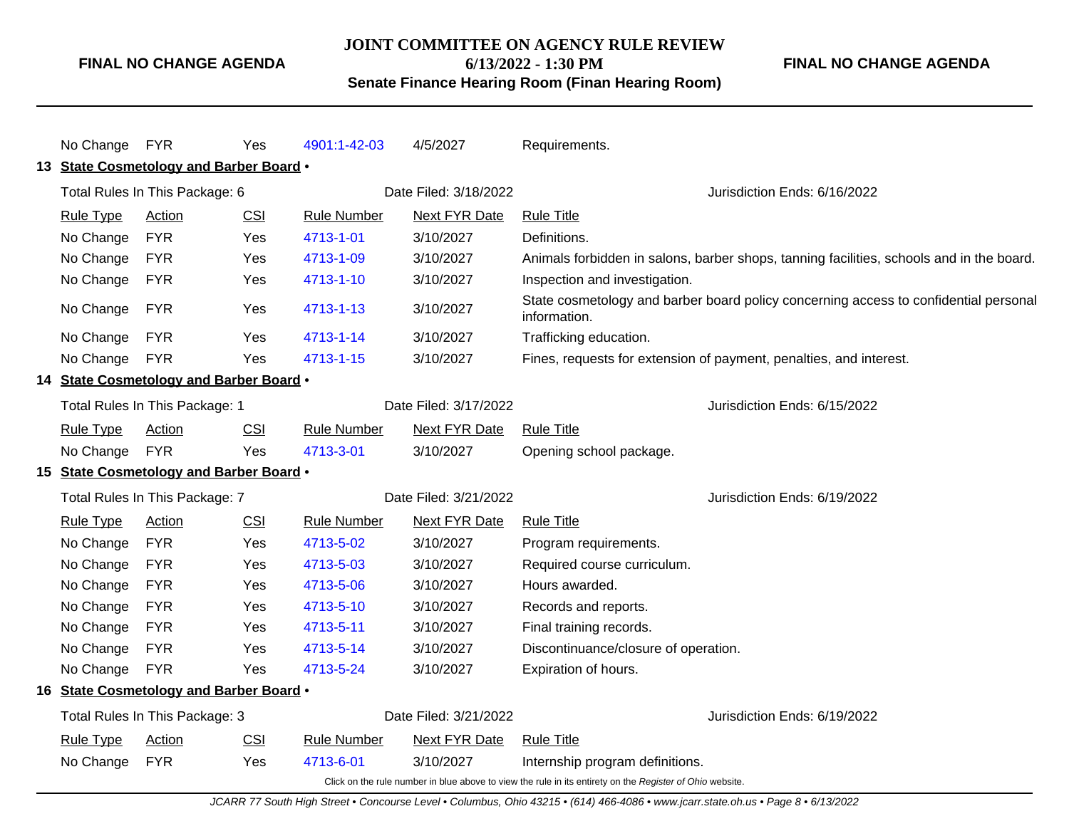| Rule Type | Action | CSI | Rule Number | Next FYR Date | Rule Title |
|---|---|---|---|---|---|
| No Change | FYR | Yes | 4901:1-42-03 | 4/5/2027 | Requirements. |

**13 State Cosmetology and Barber Board •**

Total Rules In This Package: 6 | Date Filed: 3/18/2022 | Jurisdiction Ends: 6/16/2022

| Rule Type | Action | CSI | Rule Number | Next FYR Date | Rule Title |
|---|---|---|---|---|---|
| No Change | FYR | Yes | 4713-1-01 | 3/10/2027 | Definitions. |
| No Change | FYR | Yes | 4713-1-09 | 3/10/2027 | Animals forbidden in salons, barber shops, tanning facilities, schools and in the board. |
| No Change | FYR | Yes | 4713-1-10 | 3/10/2027 | Inspection and investigation. |
| No Change | FYR | Yes | 4713-1-13 | 3/10/2027 | State cosmetology and barber board policy concerning access to confidential personal information. |
| No Change | FYR | Yes | 4713-1-14 | 3/10/2027 | Trafficking education. |
| No Change | FYR | Yes | 4713-1-15 | 3/10/2027 | Fines, requests for extension of payment, penalties, and interest. |

**14 State Cosmetology and Barber Board •**

Total Rules In This Package: 1 | Date Filed: 3/17/2022 | Jurisdiction Ends: 6/15/2022

| Rule Type | Action | CSI | Rule Number | Next FYR Date | Rule Title |
|---|---|---|---|---|---|
| No Change | FYR | Yes | 4713-3-01 | 3/10/2027 | Opening school package. |

**15 State Cosmetology and Barber Board •**

Total Rules In This Package: 7 | Date Filed: 3/21/2022 | Jurisdiction Ends: 6/19/2022

| Rule Type | Action | CSI | Rule Number | Next FYR Date | Rule Title |
|---|---|---|---|---|---|
| No Change | FYR | Yes | 4713-5-02 | 3/10/2027 | Program requirements. |
| No Change | FYR | Yes | 4713-5-03 | 3/10/2027 | Required course curriculum. |
| No Change | FYR | Yes | 4713-5-06 | 3/10/2027 | Hours awarded. |
| No Change | FYR | Yes | 4713-5-10 | 3/10/2027 | Records and reports. |
| No Change | FYR | Yes | 4713-5-11 | 3/10/2027 | Final training records. |
| No Change | FYR | Yes | 4713-5-14 | 3/10/2027 | Discontinuance/closure of operation. |
| No Change | FYR | Yes | 4713-5-24 | 3/10/2027 | Expiration of hours. |

**16 State Cosmetology and Barber Board •**

Total Rules In This Package: 3 | Date Filed: 3/21/2022 | Jurisdiction Ends: 6/19/2022

| Rule Type | Action | CSI | Rule Number | Next FYR Date | Rule Title |
|---|---|---|---|---|---|
| No Change | FYR | Yes | 4713-6-01 | 3/10/2027 | Internship program definitions. |

Click on the rule number in blue above to view the rule in its entirety on the *Register of Ohio* website.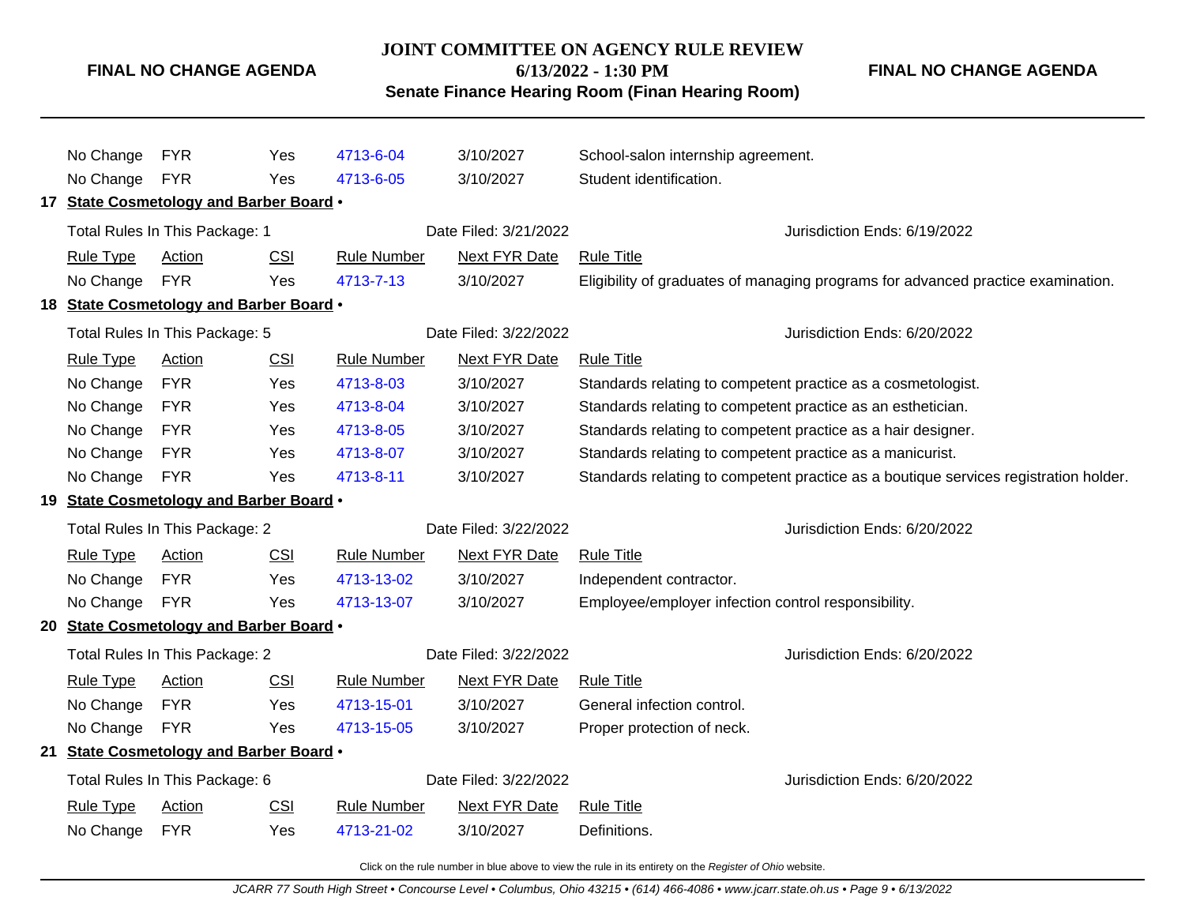| Rule Type | Action | CSI | Rule Number | Next FYR Date | Rule Title |
|---|---|---|---|---|---|
| No Change | FYR | Yes | 4713-6-04 | 3/10/2027 | School-salon internship agreement. |
| No Change | FYR | Yes | 4713-6-05 | 3/10/2027 | Student identification. |

**17 State Cosmetology and Barber Board •**

Total Rules In This Package: 1 | Date Filed: 3/21/2022 | Jurisdiction Ends: 6/19/2022

| Rule Type | Action | CSI | Rule Number | Next FYR Date | Rule Title |
|---|---|---|---|---|---|
| No Change | FYR | Yes | 4713-7-13 | 3/10/2027 | Eligibility of graduates of managing programs for advanced practice examination. |

**18 State Cosmetology and Barber Board •**

Total Rules In This Package: 5 | Date Filed: 3/22/2022 | Jurisdiction Ends: 6/20/2022

| Rule Type | Action | CSI | Rule Number | Next FYR Date | Rule Title |
|---|---|---|---|---|---|
| No Change | FYR | Yes | 4713-8-03 | 3/10/2027 | Standards relating to competent practice as a cosmetologist. |
| No Change | FYR | Yes | 4713-8-04 | 3/10/2027 | Standards relating to competent practice as an esthetician. |
| No Change | FYR | Yes | 4713-8-05 | 3/10/2027 | Standards relating to competent practice as a hair designer. |
| No Change | FYR | Yes | 4713-8-07 | 3/10/2027 | Standards relating to competent practice as a manicurist. |
| No Change | FYR | Yes | 4713-8-11 | 3/10/2027 | Standards relating to competent practice as a boutique services registration holder. |

**19 State Cosmetology and Barber Board •**

Total Rules In This Package: 2 | Date Filed: 3/22/2022 | Jurisdiction Ends: 6/20/2022

| Rule Type | Action | CSI | Rule Number | Next FYR Date | Rule Title |
|---|---|---|---|---|---|
| No Change | FYR | Yes | 4713-13-02 | 3/10/2027 | Independent contractor. |
| No Change | FYR | Yes | 4713-13-07 | 3/10/2027 | Employee/employer infection control responsibility. |

**20 State Cosmetology and Barber Board •**

Total Rules In This Package: 2 | Date Filed: 3/22/2022 | Jurisdiction Ends: 6/20/2022

| Rule Type | Action | CSI | Rule Number | Next FYR Date | Rule Title |
|---|---|---|---|---|---|
| No Change | FYR | Yes | 4713-15-01 | 3/10/2027 | General infection control. |
| No Change | FYR | Yes | 4713-15-05 | 3/10/2027 | Proper protection of neck. |

**21 State Cosmetology and Barber Board •**

Total Rules In This Package: 6 | Date Filed: 3/22/2022 | Jurisdiction Ends: 6/20/2022

| Rule Type | Action | CSI | Rule Number | Next FYR Date | Rule Title |
|---|---|---|---|---|---|
| No Change | FYR | Yes | 4713-21-02 | 3/10/2027 | Definitions. |

Click on the rule number in blue above to view the rule in its entirety on the *Register of Ohio* website.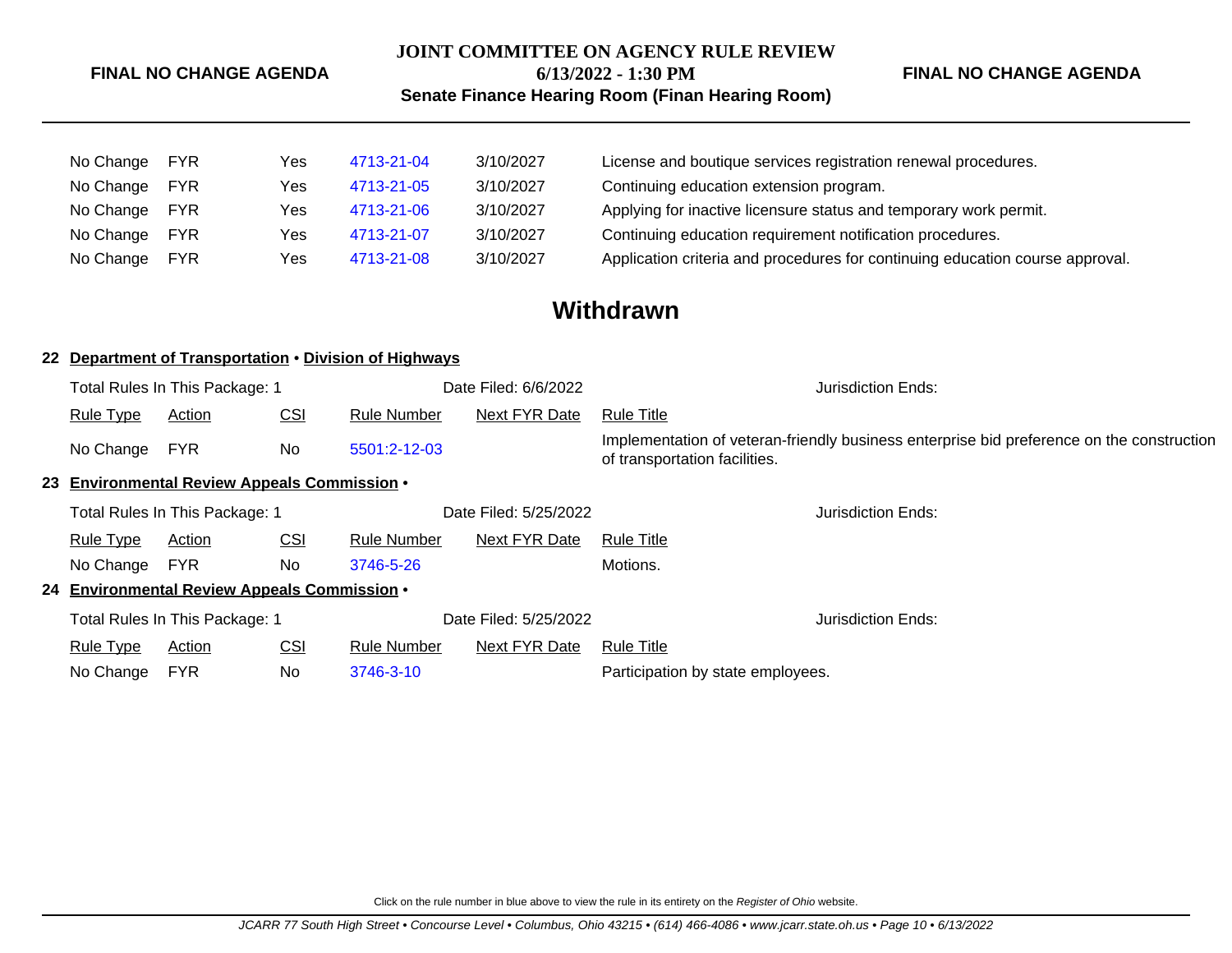| | | | | | |
|---|---|---|---|---|---|
| No Change | FYR | Yes | 4713-21-04 | 3/10/2027 | License and boutique services registration renewal procedures. |
| No Change | FYR | Yes | 4713-21-05 | 3/10/2027 | Continuing education extension program. |
| No Change | FYR | Yes | 4713-21-06 | 3/10/2027 | Applying for inactive licensure status and temporary work permit. |
| No Change | FYR | Yes | 4713-21-07 | 3/10/2027 | Continuing education requirement notification procedures. |
| No Change | FYR | Yes | 4713-21-08 | 3/10/2027 | Application criteria and procedures for continuing education course approval. |

## Withdrawn

**22 Department of Transportation • Division of Highways**

Total Rules In This Package: 1 | Date Filed: 6/6/2022 | Jurisdiction Ends:

| Rule Type | Action | CSI | Rule Number | Next FYR Date | Rule Title |
|---|---|---|---|---|---|
| No Change | FYR | No | 5501:2-12-03 | | Implementation of veteran-friendly business enterprise bid preference on the construction of transportation facilities. |

**23 Environmental Review Appeals Commission •**

Total Rules In This Package: 1 | Date Filed: 5/25/2022 | Jurisdiction Ends:

| Rule Type | Action | CSI | Rule Number | Next FYR Date | Rule Title |
|---|---|---|---|---|---|
| No Change | FYR | No | 3746-5-26 | | Motions. |

**24 Environmental Review Appeals Commission •**

Total Rules In This Package: 1 | Date Filed: 5/25/2022 | Jurisdiction Ends:

| Rule Type | Action | CSI | Rule Number | Next FYR Date | Rule Title |
|---|---|---|---|---|---|
| No Change | FYR | No | 3746-3-10 | | Participation by state employees. |

Click on the rule number in blue above to view the rule in its entirety on the *Register of Ohio* website.